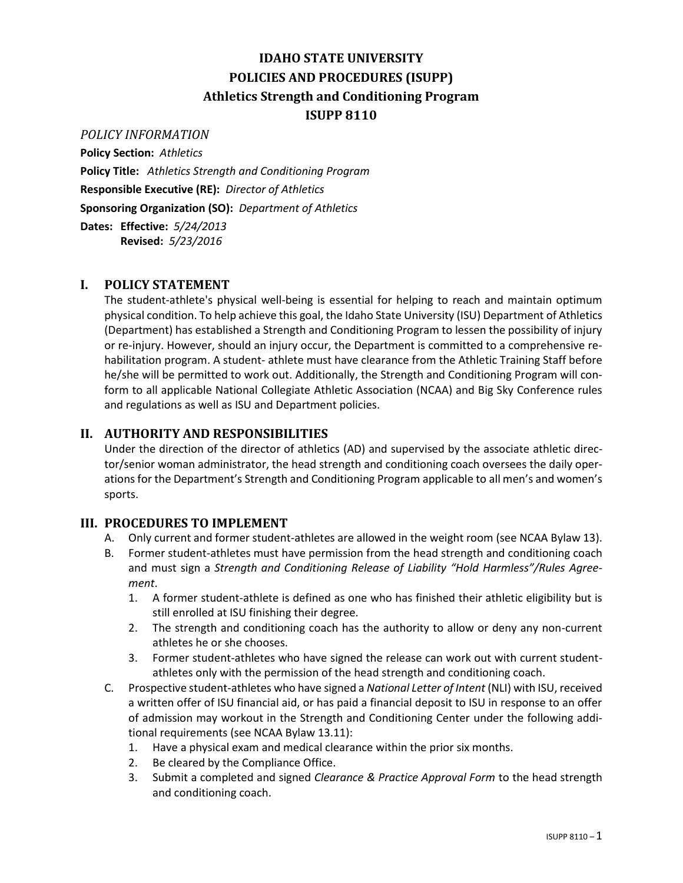# IDAHO STATE UNIVERSITY
# POLICIES AND PROCEDURES (ISUPP)
# Athletics Strength and Conditioning Program
# ISUPP 8110

*POLICY INFORMATION*

**Policy Section:** *Athletics*

**Policy Title:** *Athletics Strength and Conditioning Program*

**Responsible Executive (RE):** *Director of Athletics*

**Sponsoring Organization (SO):** *Department of Athletics*

**Dates: Effective:** *5/24/2013*
**Revised:** *5/23/2016*

## I. POLICY STATEMENT

The student-athlete's physical well-being is essential for helping to reach and maintain optimum physical condition. To help achieve this goal, the Idaho State University (ISU) Department of Athletics (Department) has established a Strength and Conditioning Program to lessen the possibility of injury or re-injury. However, should an injury occur, the Department is committed to a comprehensive rehabilitation program. A student- athlete must have clearance from the Athletic Training Staff before he/she will be permitted to work out. Additionally, the Strength and Conditioning Program will conform to all applicable National Collegiate Athletic Association (NCAA) and Big Sky Conference rules and regulations as well as ISU and Department policies.

## II. AUTHORITY AND RESPONSIBILITIES

Under the direction of the director of athletics (AD) and supervised by the associate athletic director/senior woman administrator, the head strength and conditioning coach oversees the daily operations for the Department's Strength and Conditioning Program applicable to all men's and women's sports.

## III. PROCEDURES TO IMPLEMENT

A. Only current and former student-athletes are allowed in the weight room (see NCAA Bylaw 13).

B. Former student-athletes must have permission from the head strength and conditioning coach and must sign a *Strength and Conditioning Release of Liability "Hold Harmless"/Rules Agreement*.
   1. A former student-athlete is defined as one who has finished their athletic eligibility but is still enrolled at ISU finishing their degree.
   2. The strength and conditioning coach has the authority to allow or deny any non-current athletes he or she chooses.
   3. Former student-athletes who have signed the release can work out with current student-athletes only with the permission of the head strength and conditioning coach.

C. Prospective student-athletes who have signed a *National Letter of Intent* (NLI) with ISU, received a written offer of ISU financial aid, or has paid a financial deposit to ISU in response to an offer of admission may workout in the Strength and Conditioning Center under the following additional requirements (see NCAA Bylaw 13.11):
   1. Have a physical exam and medical clearance within the prior six months.
   2. Be cleared by the Compliance Office.
   3. Submit a completed and signed *Clearance & Practice Approval Form* to the head strength and conditioning coach.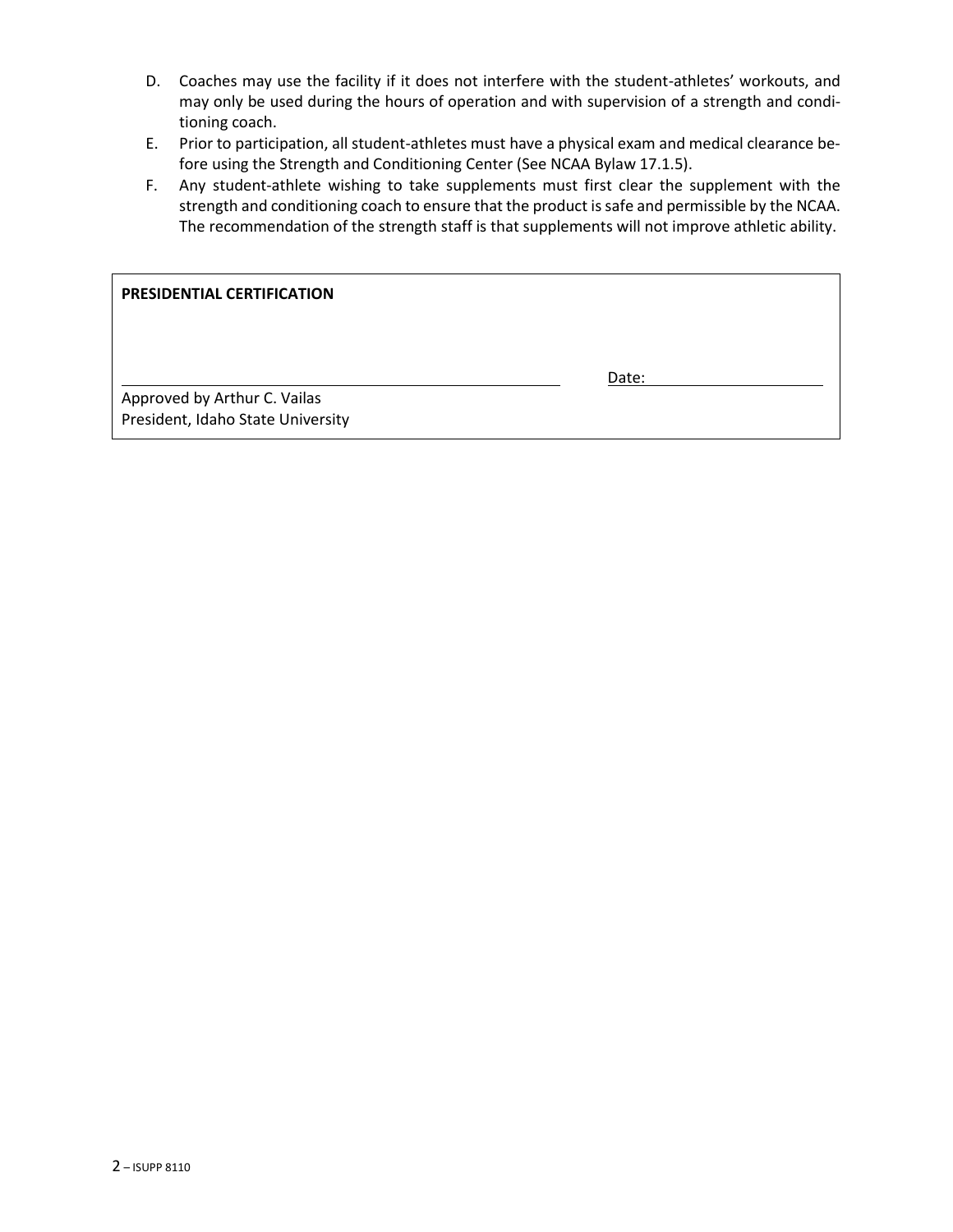D. Coaches may use the facility if it does not interfere with the student-athletes' workouts, and may only be used during the hours of operation and with supervision of a strength and conditioning coach.
E. Prior to participation, all student-athletes must have a physical exam and medical clearance before using the Strength and Conditioning Center (See NCAA Bylaw 17.1.5).
F. Any student-athlete wishing to take supplements must first clear the supplement with the strength and conditioning coach to ensure that the product is safe and permissible by the NCAA. The recommendation of the strength staff is that supplements will not improve athletic ability.

**PRESIDENTIAL CERTIFICATION**

\_\_\_\_\_\_\_\_\_\_\_\_\_\_\_\_\_\_\_\_\_\_\_\_\_\_\_\_\_\_\_\_\_\_\_\_\_\_\_\_ Date: \_\_\_\_\_\_\_\_\_\_\_\_\_\_\_\_\_\_

Approved by Arthur C. Vailas
President, Idaho State University